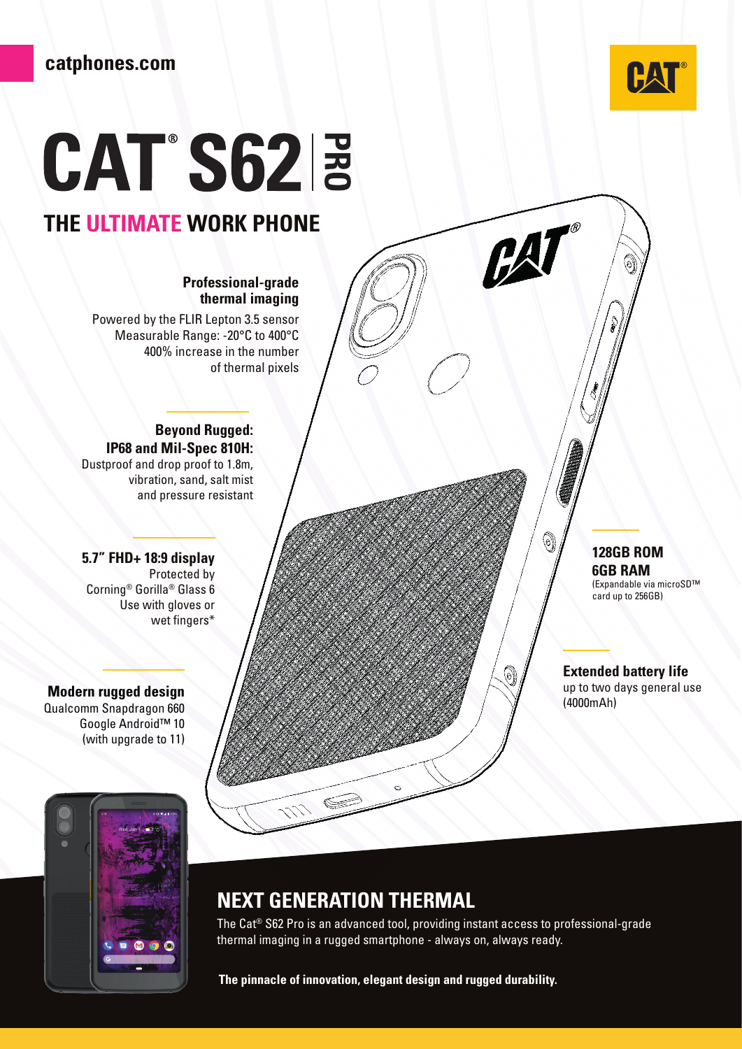catphones.com

# CAT® S62 PRO

## THE ULTIMATE WORK PHONE

**Professional-grade thermal imaging**

Powered by the FLIR Lepton 3.5 sensor
Measurable Range: -20°C to 400°C
400% increase in the number of thermal pixels

**Beyond Rugged: IP68 and Mil-Spec 810H:**

Dustproof and drop proof to 1.8m, vibration, sand, salt mist and pressure resistant

**5.7" FHD+ 18:9 display**

Protected by Corning® Gorilla® Glass 6
Use with gloves or wet fingers*

**Modern rugged design**

Qualcomm Snapdragon 660
Google Android™ 10 (with upgrade to 11)

**128GB ROM**
**6GB RAM**

(Expandable via microSD™ card up to 256GB)

**Extended battery life**

up to two days general use (4000mAh)

## NEXT GENERATION THERMAL

The Cat® S62 Pro is an advanced tool, providing instant access to professional-grade thermal imaging in a rugged smartphone - always on, always ready.

**The pinnacle of innovation, elegant design and rugged durability.**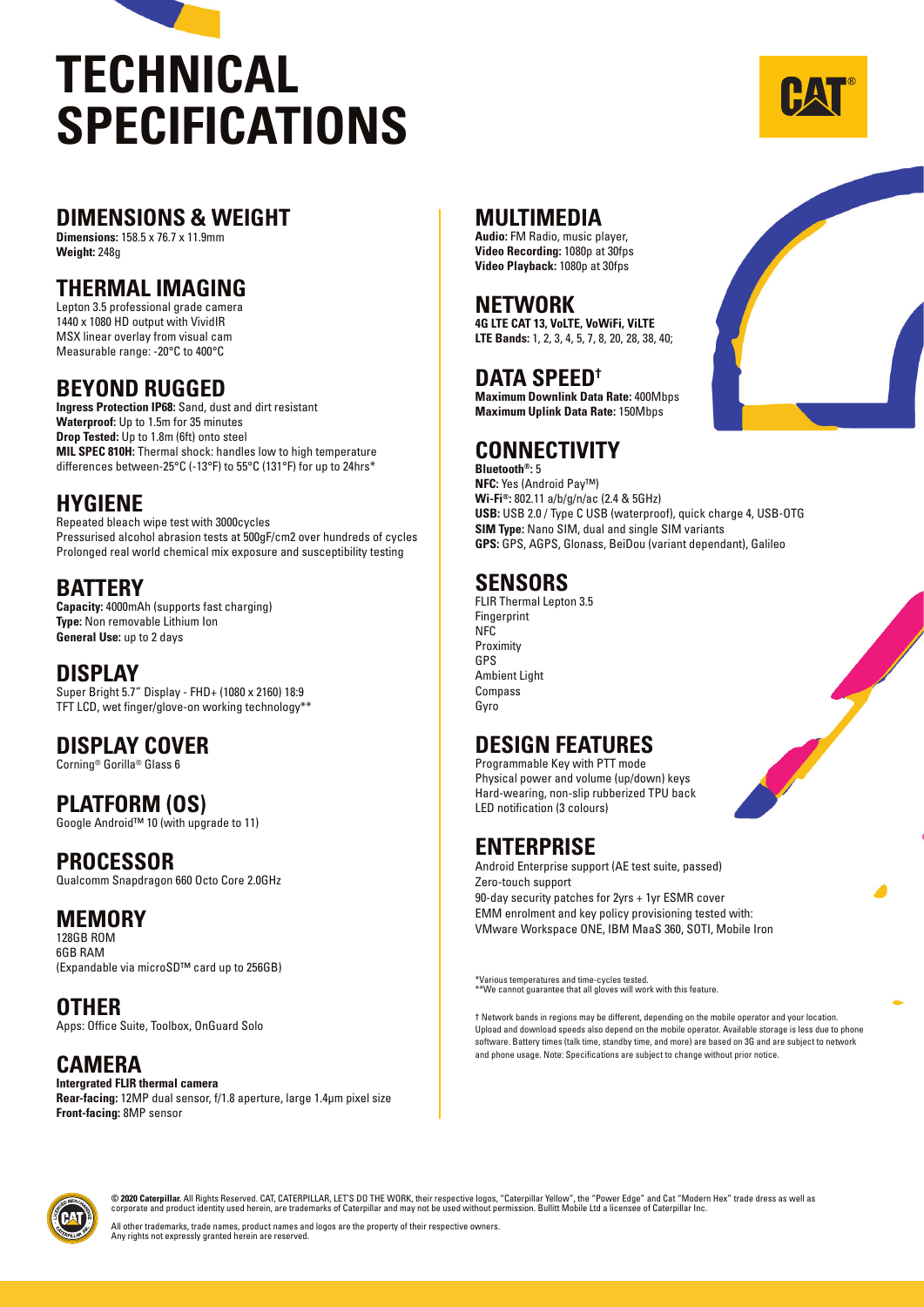# TECHNICAL SPECIFICATIONS

## DIMENSIONS & WEIGHT

**Dimensions:** 158.5 x 76.7 x 11.9mm
**Weight:** 248g

## THERMAL IMAGING

Lepton 3.5 professional grade camera
1440 x 1080 HD output with VividIR
MSX linear overlay from visual cam
Measurable range: -20°C to 400°C

## BEYOND RUGGED

**Ingress Protection IP68:** Sand, dust and dirt resistant
**Waterproof:** Up to 1.5m for 35 minutes
**Drop Tested:** Up to 1.8m (6ft) onto steel
**MIL SPEC 810H:** Thermal shock: handles low to high temperature differences between-25°C (-13°F) to 55°C (131°F) for up to 24hrs*

## HYGIENE

Repeated bleach wipe test with 3000cycles
Pressurised alcohol abrasion tests at 500gF/cm2 over hundreds of cycles
Prolonged real world chemical mix exposure and susceptibility testing

## BATTERY

**Capacity:** 4000mAh (supports fast charging)
**Type:** Non removable Lithium Ion
**General Use:** up to 2 days

## DISPLAY

Super Bright 5.7" Display - FHD+ (1080 x 2160) 18:9
TFT LCD, wet finger/glove-on working technology**

## DISPLAY COVER

Corning® Gorilla® Glass 6

## PLATFORM (OS)

Google Android™ 10 (with upgrade to 11)

## PROCESSOR

Qualcomm Snapdragon 660 Octo Core 2.0GHz

## MEMORY

128GB ROM
6GB RAM
(Expandable via microSD™ card up to 256GB)

## OTHER

Apps: Office Suite, Toolbox, OnGuard Solo

## CAMERA

**Intergrated FLIR thermal camera**
**Rear-facing:** 12MP dual sensor, f/1.8 aperture, large 1.4μm pixel size
**Front-facing:** 8MP sensor

## MULTIMEDIA

**Audio:** FM Radio, music player,
**Video Recording:** 1080p at 30fps
**Video Playback:** 1080p at 30fps

## NETWORK

**4G LTE CAT 13, VoLTE, VoWiFi, ViLTE**
**LTE Bands:** 1, 2, 3, 4, 5, 7, 8, 20, 28, 38, 40;

## DATA SPEED†

**Maximum Downlink Data Rate:** 400Mbps
**Maximum Uplink Data Rate:** 150Mbps

## CONNECTIVITY

**Bluetooth®:** 5
**NFC:** Yes (Android Pay™)
**Wi-Fi®:** 802.11 a/b/g/n/ac (2.4 & 5GHz)
**USB:** USB 2.0 / Type C USB (waterproof), quick charge 4, USB-OTG
**SIM Type:** Nano SIM, dual and single SIM variants
**GPS:** GPS, AGPS, Glonass, BeiDou (variant dependant), Galileo

## SENSORS

FLIR Thermal Lepton 3.5
Fingerprint
NFC
Proximity
GPS
Ambient Light
Compass
Gyro

## DESIGN FEATURES

Programmable Key with PTT mode
Physical power and volume (up/down) keys
Hard-wearing, non-slip rubberized TPU back
LED notification (3 colours)

## ENTERPRISE

Android Enterprise support (AE test suite, passed)
Zero-touch support
90-day security patches for 2yrs + 1yr ESMR cover
EMM enrolment and key policy provisioning tested with:
VMware Workspace ONE, IBM MaaS 360, SOTI, Mobile Iron

*Various temperatures and time-cycles tested.
**We cannot guarantee that all gloves will work with this feature.

† Network bands in regions may be different, depending on the mobile operator and your location. Upload and download speeds also depend on the mobile operator. Available storage is less due to phone software. Battery times (talk time, standby time, and more) are based on 3G and are subject to network and phone usage. Note: Specifications are subject to change without prior notice.

**© 2020 Caterpillar.** All Rights Reserved. CAT, CATERPILLAR, LET'S DO THE WORK, their respective logos, "Caterpillar Yellow", the "Power Edge" and Cat "Modern Hex" trade dress as well as corporate and product identity used herein, are trademarks of Caterpillar and may not be used without permission. Bullitt Mobile Ltd a licensee of Caterpillar Inc.

All other trademarks, trade names, product names and logos are the property of their respective owners.
Any rights not expressly granted herein are reserved.